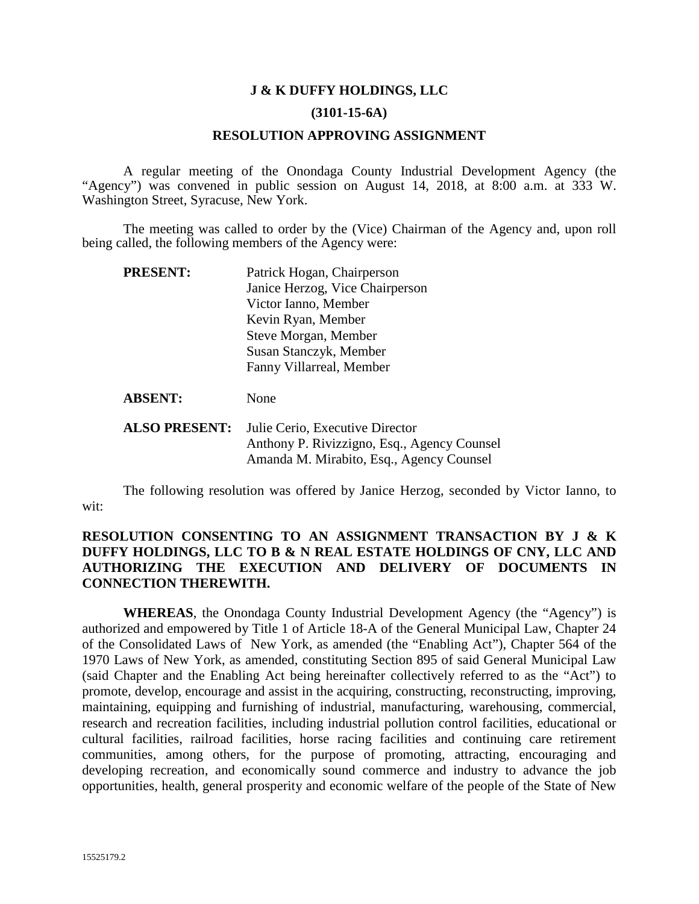**J & K DUFFY HOLDINGS, LLC**

**(3101-15-6A)**

**RESOLUTION APPROVING ASSIGNMENT**

A regular meeting of the Onondaga County Industrial Development Agency (the "Agency") was convened in public session on August 14, 2018, at 8:00 a.m. at 333 W. Washington Street, Syracuse, New York.

The meeting was called to order by the (Vice) Chairman of the Agency and, upon roll being called, the following members of the Agency were:

| | |
|---|---|
| **PRESENT:** | Patrick Hogan, Chairperson<br>Janice Herzog, Vice Chairperson<br>Victor Ianno, Member<br>Kevin Ryan, Member<br>Steve Morgan, Member<br>Susan Stanczyk, Member<br>Fanny Villarreal, Member |
| **ABSENT:** | None |
| **ALSO PRESENT:** | Julie Cerio, Executive Director<br>Anthony P. Rivizzigno, Esq., Agency Counsel<br>Amanda M. Mirabito, Esq., Agency Counsel |

The following resolution was offered by Janice Herzog, seconded by Victor Ianno, to wit:

**RESOLUTION CONSENTING TO AN ASSIGNMENT TRANSACTION BY J & K DUFFY HOLDINGS, LLC TO B & N REAL ESTATE HOLDINGS OF CNY, LLC AND AUTHORIZING THE EXECUTION AND DELIVERY OF DOCUMENTS IN CONNECTION THEREWITH.**

**WHEREAS**, the Onondaga County Industrial Development Agency (the "Agency") is authorized and empowered by Title 1 of Article 18-A of the General Municipal Law, Chapter 24 of the Consolidated Laws of New York, as amended (the "Enabling Act"), Chapter 564 of the 1970 Laws of New York, as amended, constituting Section 895 of said General Municipal Law (said Chapter and the Enabling Act being hereinafter collectively referred to as the "Act") to promote, develop, encourage and assist in the acquiring, constructing, reconstructing, improving, maintaining, equipping and furnishing of industrial, manufacturing, warehousing, commercial, research and recreation facilities, including industrial pollution control facilities, educational or cultural facilities, railroad facilities, horse racing facilities and continuing care retirement communities, among others, for the purpose of promoting, attracting, encouraging and developing recreation, and economically sound commerce and industry to advance the job opportunities, health, general prosperity and economic welfare of the people of the State of New

15525179.2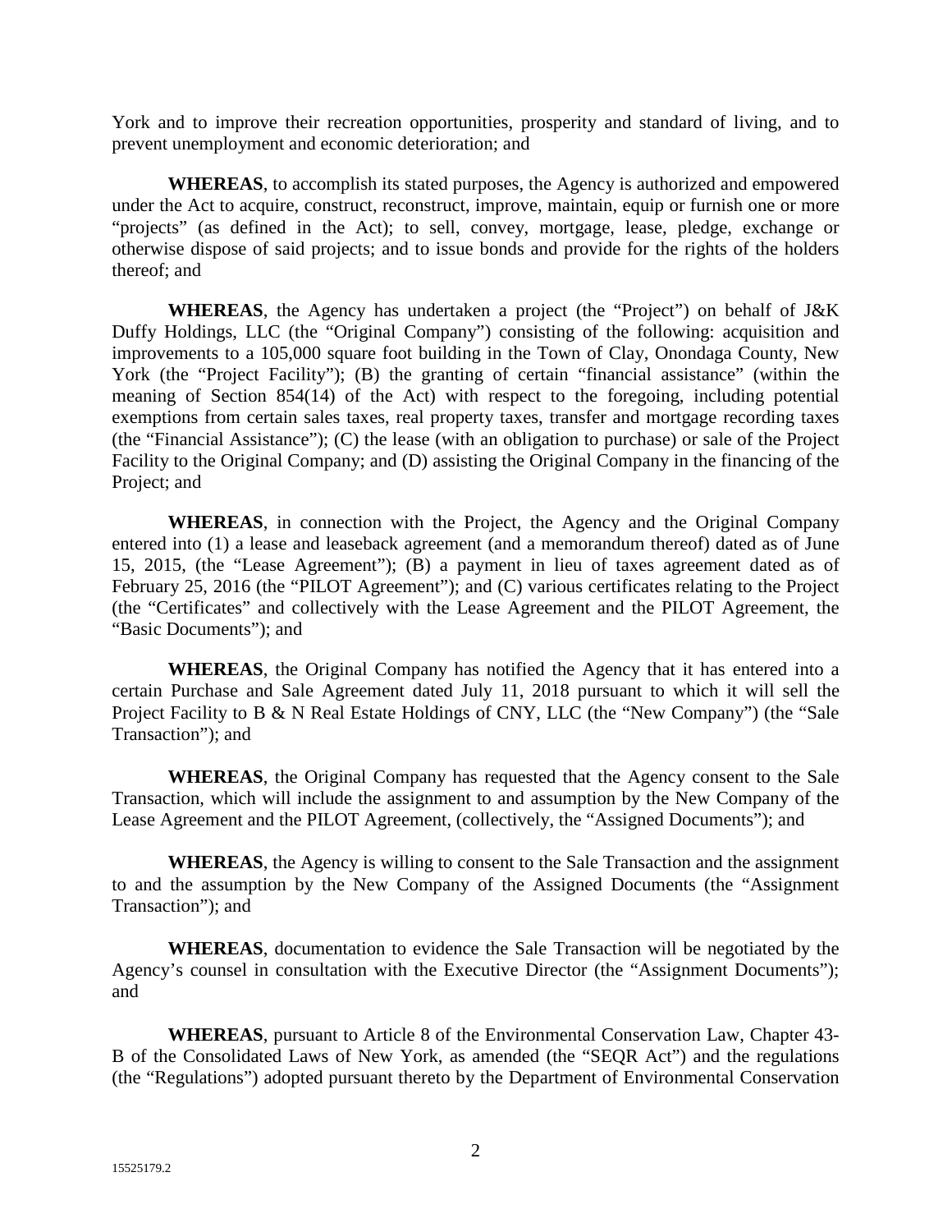York and to improve their recreation opportunities, prosperity and standard of living, and to prevent unemployment and economic deterioration; and

**WHEREAS**, to accomplish its stated purposes, the Agency is authorized and empowered under the Act to acquire, construct, reconstruct, improve, maintain, equip or furnish one or more "projects" (as defined in the Act); to sell, convey, mortgage, lease, pledge, exchange or otherwise dispose of said projects; and to issue bonds and provide for the rights of the holders thereof; and

**WHEREAS**, the Agency has undertaken a project (the "Project") on behalf of J&K Duffy Holdings, LLC (the "Original Company") consisting of the following: acquisition and improvements to a 105,000 square foot building in the Town of Clay, Onondaga County, New York (the "Project Facility"); (B) the granting of certain "financial assistance" (within the meaning of Section 854(14) of the Act) with respect to the foregoing, including potential exemptions from certain sales taxes, real property taxes, transfer and mortgage recording taxes (the "Financial Assistance"); (C) the lease (with an obligation to purchase) or sale of the Project Facility to the Original Company; and (D) assisting the Original Company in the financing of the Project; and

**WHEREAS**, in connection with the Project, the Agency and the Original Company entered into (1) a lease and leaseback agreement (and a memorandum thereof) dated as of June 15, 2015, (the "Lease Agreement"); (B) a payment in lieu of taxes agreement dated as of February 25, 2016 (the "PILOT Agreement"); and (C) various certificates relating to the Project (the "Certificates" and collectively with the Lease Agreement and the PILOT Agreement, the "Basic Documents"); and

**WHEREAS**, the Original Company has notified the Agency that it has entered into a certain Purchase and Sale Agreement dated July 11, 2018 pursuant to which it will sell the Project Facility to B & N Real Estate Holdings of CNY, LLC (the "New Company") (the "Sale Transaction"); and

**WHEREAS**, the Original Company has requested that the Agency consent to the Sale Transaction, which will include the assignment to and assumption by the New Company of the Lease Agreement and the PILOT Agreement, (collectively, the "Assigned Documents"); and

**WHEREAS**, the Agency is willing to consent to the Sale Transaction and the assignment to and the assumption by the New Company of the Assigned Documents (the "Assignment Transaction"); and

**WHEREAS**, documentation to evidence the Sale Transaction will be negotiated by the Agency's counsel in consultation with the Executive Director (the "Assignment Documents"); and

**WHEREAS**, pursuant to Article 8 of the Environmental Conservation Law, Chapter 43-B of the Consolidated Laws of New York, as amended (the "SEQR Act") and the regulations (the "Regulations") adopted pursuant thereto by the Department of Environmental Conservation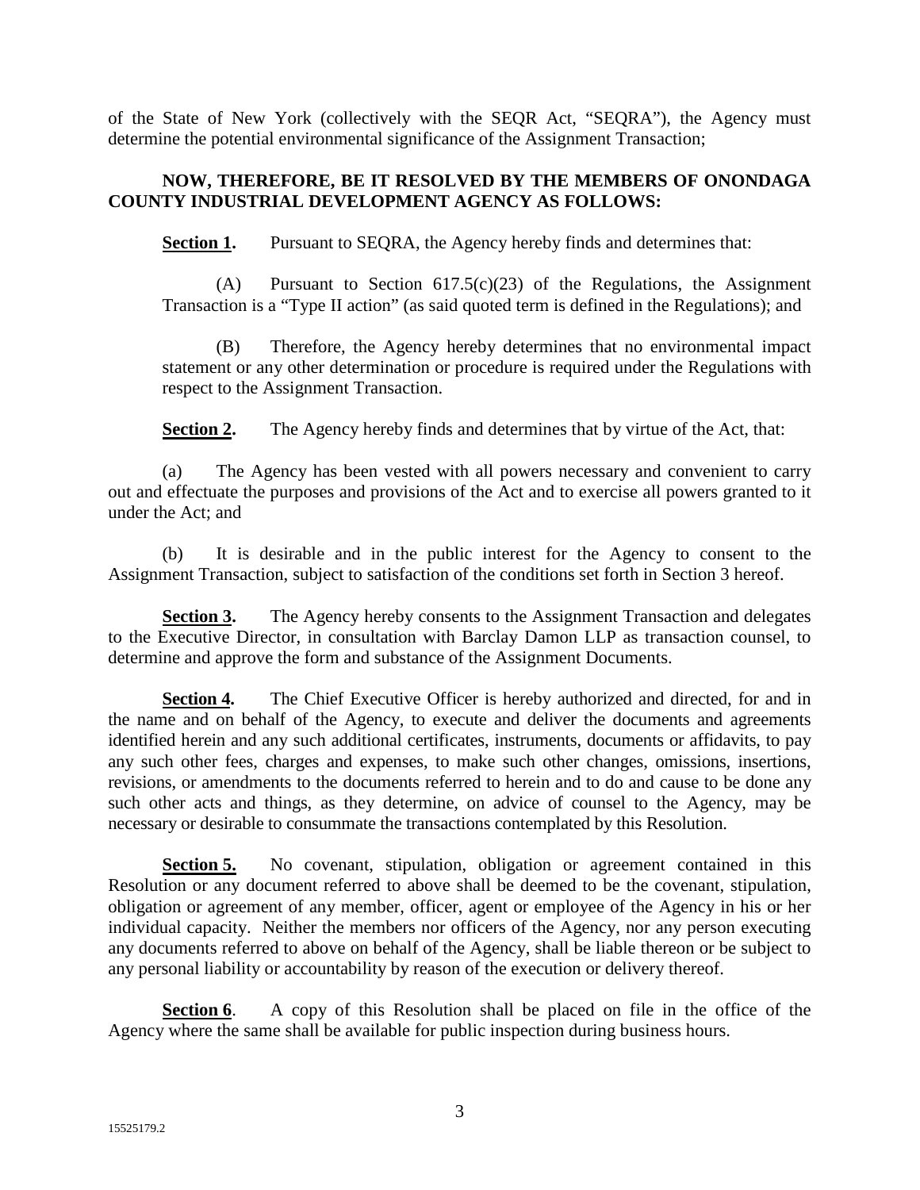of the State of New York (collectively with the SEQR Act, "SEQRA"), the Agency must determine the potential environmental significance of the Assignment Transaction;

**NOW, THEREFORE, BE IT RESOLVED BY THE MEMBERS OF ONONDAGA COUNTY INDUSTRIAL DEVELOPMENT AGENCY AS FOLLOWS:**

**Section 1.** Pursuant to SEQRA, the Agency hereby finds and determines that:

(A) Pursuant to Section 617.5(c)(23) of the Regulations, the Assignment Transaction is a "Type II action" (as said quoted term is defined in the Regulations); and

(B) Therefore, the Agency hereby determines that no environmental impact statement or any other determination or procedure is required under the Regulations with respect to the Assignment Transaction.

**Section 2.** The Agency hereby finds and determines that by virtue of the Act, that:

(a) The Agency has been vested with all powers necessary and convenient to carry out and effectuate the purposes and provisions of the Act and to exercise all powers granted to it under the Act; and

(b) It is desirable and in the public interest for the Agency to consent to the Assignment Transaction, subject to satisfaction of the conditions set forth in Section 3 hereof.

**Section 3.** The Agency hereby consents to the Assignment Transaction and delegates to the Executive Director, in consultation with Barclay Damon LLP as transaction counsel, to determine and approve the form and substance of the Assignment Documents.

**Section 4.** The Chief Executive Officer is hereby authorized and directed, for and in the name and on behalf of the Agency, to execute and deliver the documents and agreements identified herein and any such additional certificates, instruments, documents or affidavits, to pay any such other fees, charges and expenses, to make such other changes, omissions, insertions, revisions, or amendments to the documents referred to herein and to do and cause to be done any such other acts and things, as they determine, on advice of counsel to the Agency, may be necessary or desirable to consummate the transactions contemplated by this Resolution.

**Section 5.** No covenant, stipulation, obligation or agreement contained in this Resolution or any document referred to above shall be deemed to be the covenant, stipulation, obligation or agreement of any member, officer, agent or employee of the Agency in his or her individual capacity. Neither the members nor officers of the Agency, nor any person executing any documents referred to above on behalf of the Agency, shall be liable thereon or be subject to any personal liability or accountability by reason of the execution or delivery thereof.

**Section 6**. A copy of this Resolution shall be placed on file in the office of the Agency where the same shall be available for public inspection during business hours.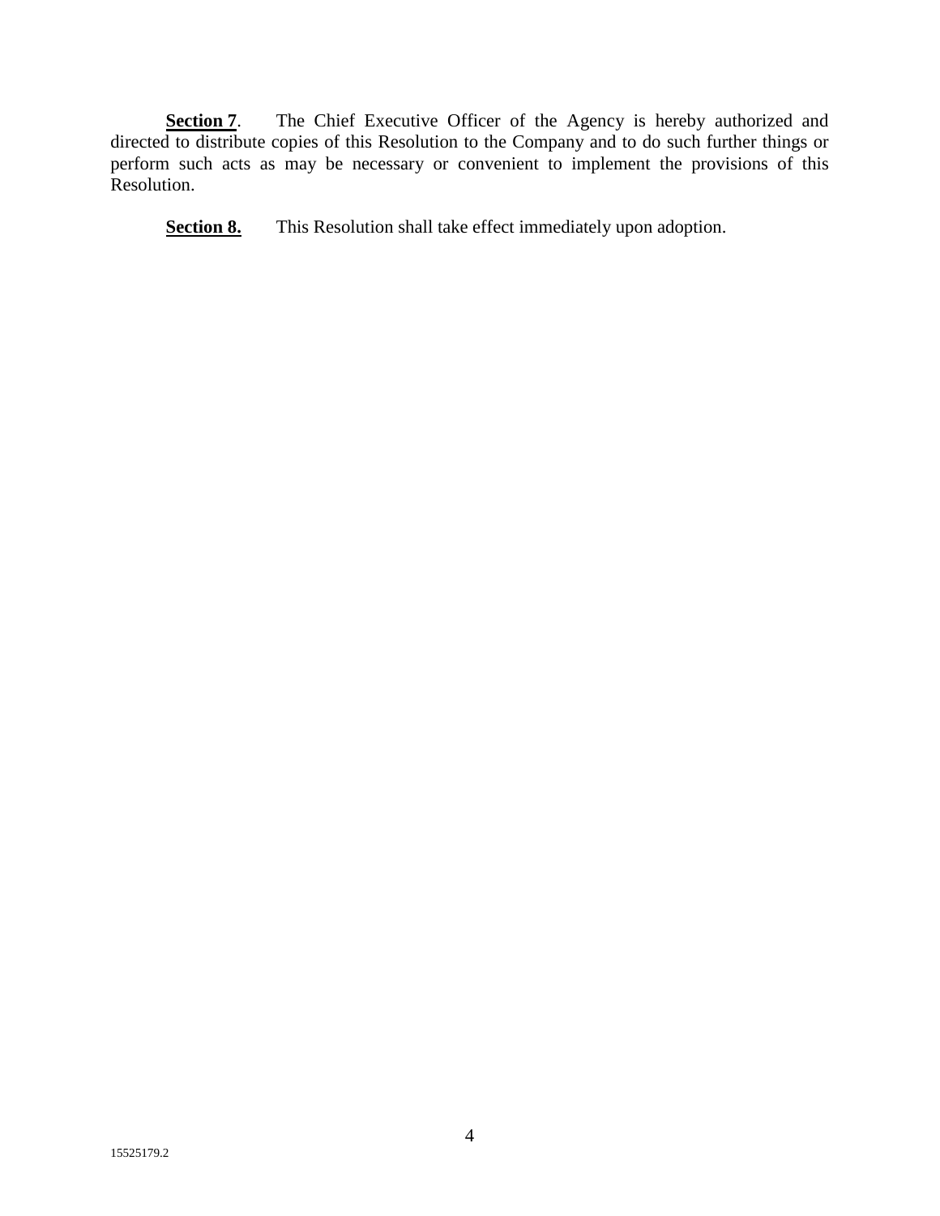**Section 7**. The Chief Executive Officer of the Agency is hereby authorized and directed to distribute copies of this Resolution to the Company and to do such further things or perform such acts as may be necessary or convenient to implement the provisions of this Resolution.

**Section 8.** This Resolution shall take effect immediately upon adoption.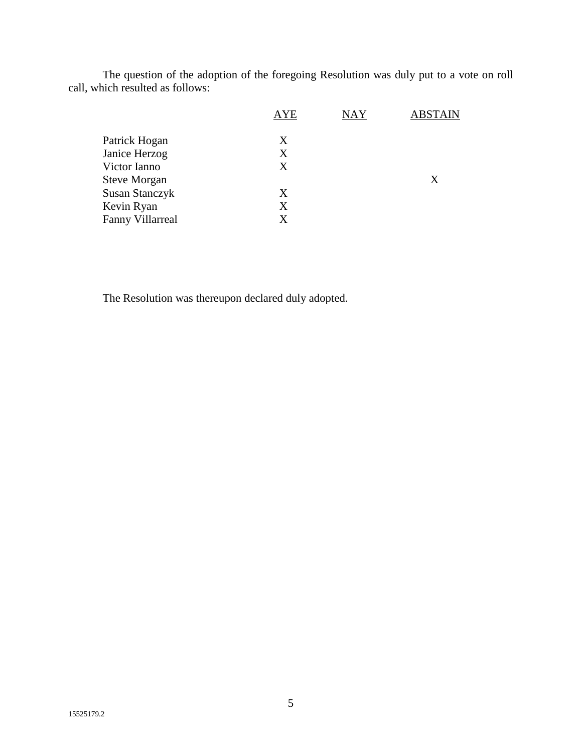The question of the adoption of the foregoing Resolution was duly put to a vote on roll call, which resulted as follows:

| | AYE | NAY | ABSTAIN |
|---|---|---|---|
| Patrick Hogan | X | | |
| Janice Herzog | X | | |
| Victor Ianno | X | | |
| Steve Morgan | | | X |
| Susan Stanczyk | X | | |
| Kevin Ryan | X | | |
| Fanny Villarreal | X | | |

The Resolution was thereupon declared duly adopted.

15525179.2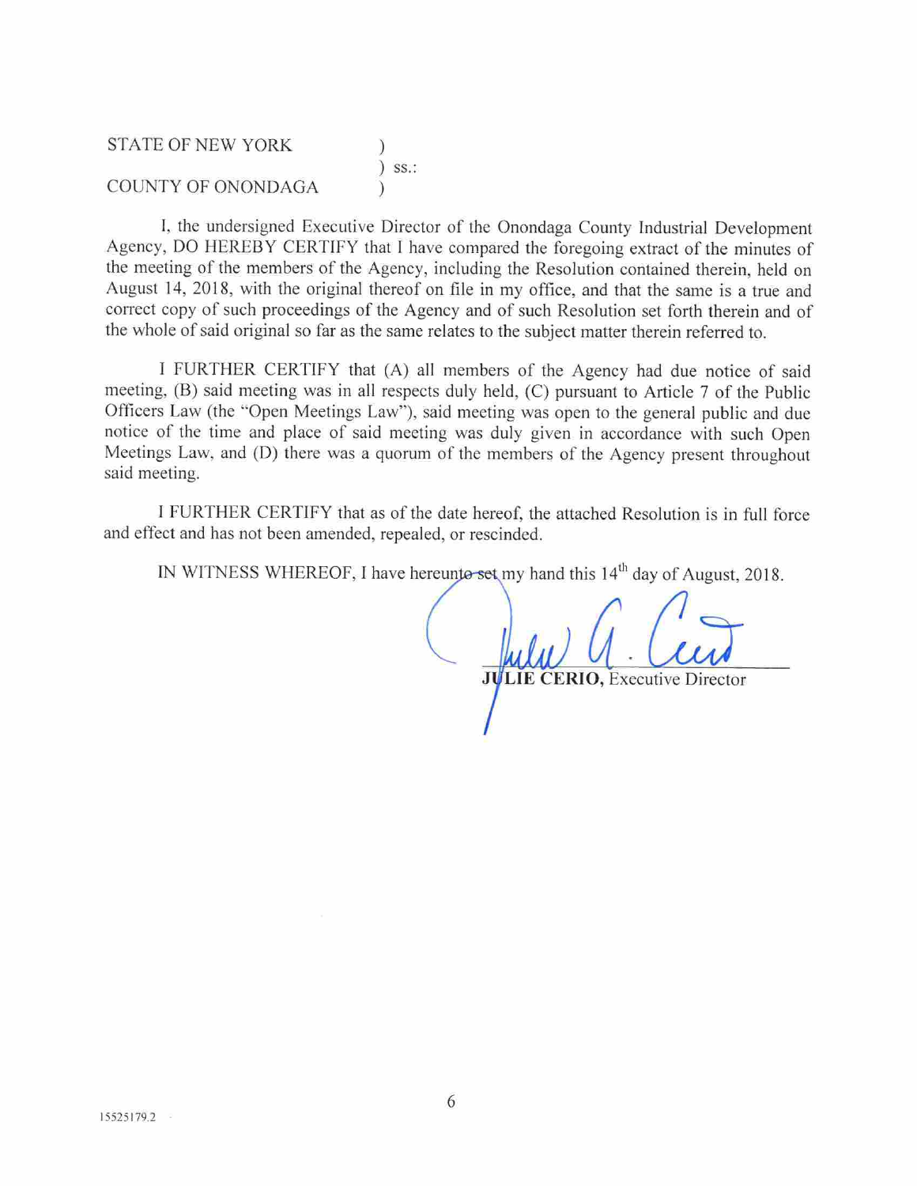STATE OF NEW YORK )
) ss.:
COUNTY OF ONONDAGA )

I, the undersigned Executive Director of the Onondaga County Industrial Development Agency, DO HEREBY CERTIFY that I have compared the foregoing extract of the minutes of the meeting of the members of the Agency, including the Resolution contained therein, held on August 14, 2018, with the original thereof on file in my office, and that the same is a true and correct copy of such proceedings of the Agency and of such Resolution set forth therein and of the whole of said original so far as the same relates to the subject matter therein referred to.

I FURTHER CERTIFY that (A) all members of the Agency had due notice of said meeting, (B) said meeting was in all respects duly held, (C) pursuant to Article 7 of the Public Officers Law (the "Open Meetings Law"), said meeting was open to the general public and due notice of the time and place of said meeting was duly given in accordance with such Open Meetings Law, and (D) there was a quorum of the members of the Agency present throughout said meeting.

I FURTHER CERTIFY that as of the date hereof, the attached Resolution is in full force and effect and has not been amended, repealed, or rescinded.

IN WITNESS WHEREOF, I have hereunto set my hand this 14th day of August, 2018.

**JULIE CERIO,** Executive Director

15525179.2